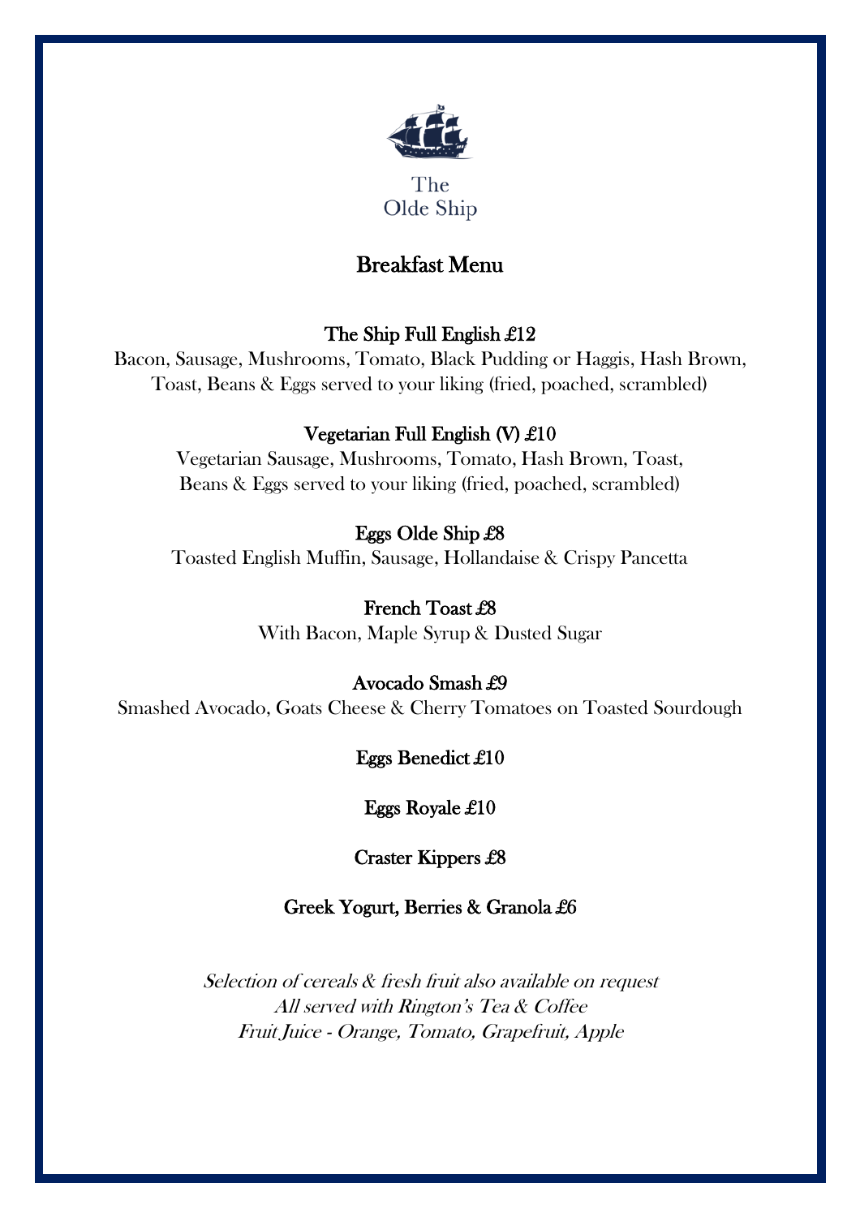The
Olde Ship

# Breakfast Menu

### The Ship Full English £12

Bacon, Sausage, Mushrooms, Tomato, Black Pudding or Haggis, Hash Brown, Toast, Beans & Eggs served to your liking (fried, poached, scrambled)

### Vegetarian Full English (V) £10

Vegetarian Sausage, Mushrooms, Tomato, Hash Brown, Toast, Beans & Eggs served to your liking (fried, poached, scrambled)

### Eggs Olde Ship £8

Toasted English Muffin, Sausage, Hollandaise & Crispy Pancetta

### French Toast £8

With Bacon, Maple Syrup & Dusted Sugar

### Avocado Smash £9

Smashed Avocado, Goats Cheese & Cherry Tomatoes on Toasted Sourdough

### Eggs Benedict £10

### Eggs Royale £10

### Craster Kippers £8

### Greek Yogurt, Berries & Granola £6

*Selection of cereals & fresh fruit also available on request*
*All served with Rington's Tea & Coffee*
*Fruit Juice - Orange, Tomato, Grapefruit, Apple*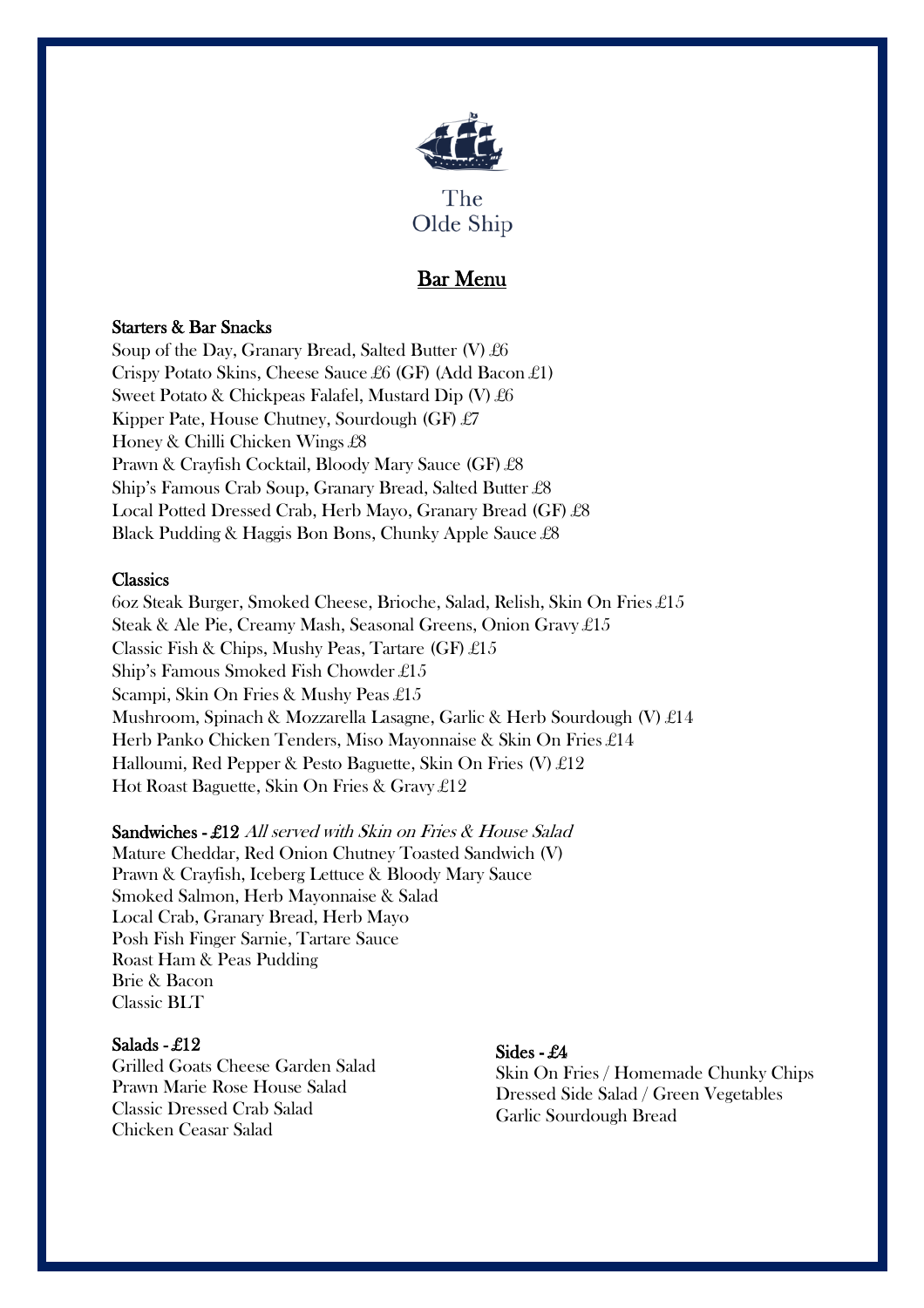The
Olde Ship

# Bar Menu

### Starters & Bar Snacks

Soup of the Day, Granary Bread, Salted Butter (V) £6
Crispy Potato Skins, Cheese Sauce £6 (GF) (Add Bacon £1)
Sweet Potato & Chickpeas Falafel, Mustard Dip (V) £6
Kipper Pate, House Chutney, Sourdough (GF) £7
Honey & Chilli Chicken Wings £8
Prawn & Crayfish Cocktail, Bloody Mary Sauce (GF) £8
Ship's Famous Crab Soup, Granary Bread, Salted Butter £8
Local Potted Dressed Crab, Herb Mayo, Granary Bread (GF) £8
Black Pudding & Haggis Bon Bons, Chunky Apple Sauce £8

### Classics

6oz Steak Burger, Smoked Cheese, Brioche, Salad, Relish, Skin On Fries £15
Steak & Ale Pie, Creamy Mash, Seasonal Greens, Onion Gravy £15
Classic Fish & Chips, Mushy Peas, Tartare (GF) £15
Ship's Famous Smoked Fish Chowder £15
Scampi, Skin On Fries & Mushy Peas £15
Mushroom, Spinach & Mozzarella Lasagne, Garlic & Herb Sourdough (V) £14
Herb Panko Chicken Tenders, Miso Mayonnaise & Skin On Fries £14
Halloumi, Red Pepper & Pesto Baguette, Skin On Fries (V) £12
Hot Roast Baguette, Skin On Fries & Gravy £12

### Sandwiches - £12 *All served with Skin on Fries & House Salad*

Mature Cheddar, Red Onion Chutney Toasted Sandwich (V)
Prawn & Crayfish, Iceberg Lettuce & Bloody Mary Sauce
Smoked Salmon, Herb Mayonnaise & Salad
Local Crab, Granary Bread, Herb Mayo
Posh Fish Finger Sarnie, Tartare Sauce
Roast Ham & Peas Pudding
Brie & Bacon
Classic BLT

### Salads - £12

Grilled Goats Cheese Garden Salad
Prawn Marie Rose House Salad
Classic Dressed Crab Salad
Chicken Ceasar Salad

### Sides - £4

Skin On Fries / Homemade Chunky Chips
Dressed Side Salad / Green Vegetables
Garlic Sourdough Bread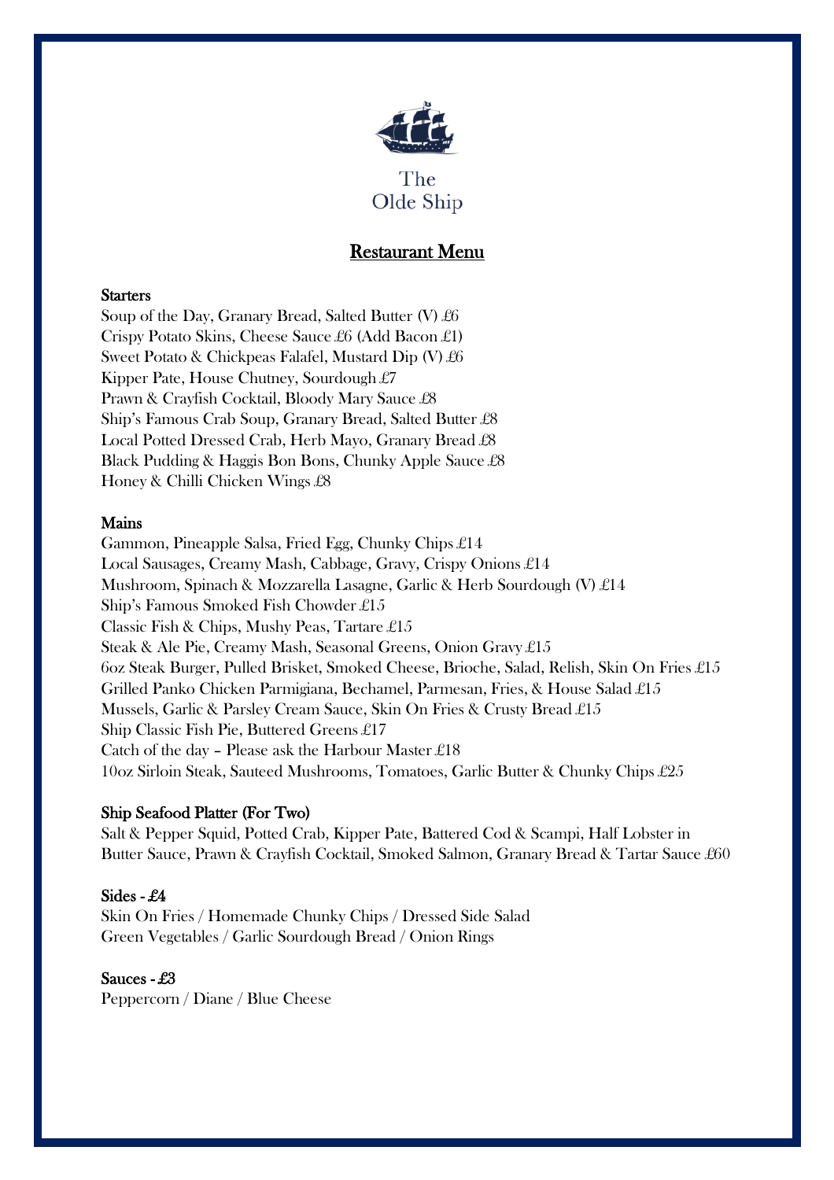The
Olde Ship

# Restaurant Menu

## Starters

Soup of the Day, Granary Bread, Salted Butter (V) £6
Crispy Potato Skins, Cheese Sauce £6 (Add Bacon £1)
Sweet Potato & Chickpeas Falafel, Mustard Dip (V) £6
Kipper Pate, House Chutney, Sourdough £7
Prawn & Crayfish Cocktail, Bloody Mary Sauce £8
Ship's Famous Crab Soup, Granary Bread, Salted Butter £8
Local Potted Dressed Crab, Herb Mayo, Granary Bread £8
Black Pudding & Haggis Bon Bons, Chunky Apple Sauce £8
Honey & Chilli Chicken Wings £8

## Mains

Gammon, Pineapple Salsa, Fried Egg, Chunky Chips £14
Local Sausages, Creamy Mash, Cabbage, Gravy, Crispy Onions £14
Mushroom, Spinach & Mozzarella Lasagne, Garlic & Herb Sourdough (V) £14
Ship's Famous Smoked Fish Chowder £15
Classic Fish & Chips, Mushy Peas, Tartare £15
Steak & Ale Pie, Creamy Mash, Seasonal Greens, Onion Gravy £15
6oz Steak Burger, Pulled Brisket, Smoked Cheese, Brioche, Salad, Relish, Skin On Fries £15
Grilled Panko Chicken Parmigiana, Bechamel, Parmesan, Fries, & House Salad £15
Mussels, Garlic & Parsley Cream Sauce, Skin On Fries & Crusty Bread £15
Ship Classic Fish Pie, Buttered Greens £17
Catch of the day – Please ask the Harbour Master £18
10oz Sirloin Steak, Sauteed Mushrooms, Tomatoes, Garlic Butter & Chunky Chips £25

## Ship Seafood Platter (For Two)

Salt & Pepper Squid, Potted Crab, Kipper Pate, Battered Cod & Scampi, Half Lobster in Butter Sauce, Prawn & Crayfish Cocktail, Smoked Salmon, Granary Bread & Tartar Sauce £60

## Sides - £4

Skin On Fries / Homemade Chunky Chips / Dressed Side Salad
Green Vegetables / Garlic Sourdough Bread / Onion Rings

## Sauces - £3

Peppercorn / Diane / Blue Cheese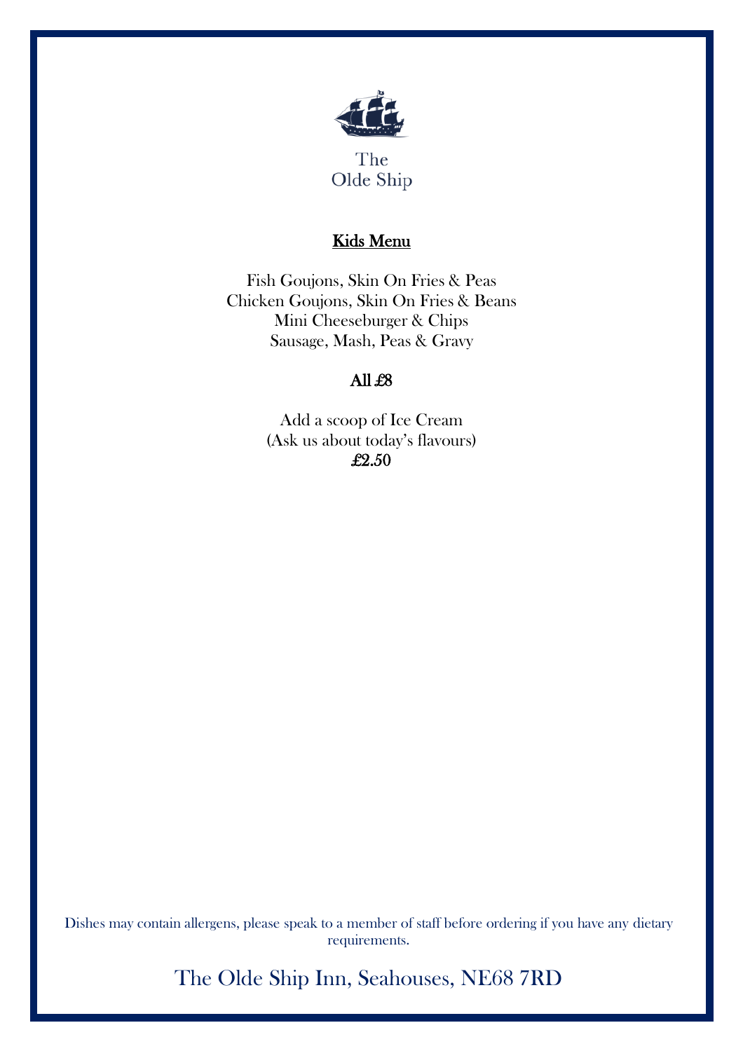The
Olde Ship

## Kids Menu

Fish Goujons, Skin On Fries & Peas
Chicken Goujons, Skin On Fries & Beans
Mini Cheeseburger & Chips
Sausage, Mash, Peas & Gravy

**All £8**

Add a scoop of Ice Cream
(Ask us about today's flavours)
**£2.50**

Dishes may contain allergens, please speak to a member of staff before ordering if you have any dietary requirements.

The Olde Ship Inn, Seahouses, NE68 7RD